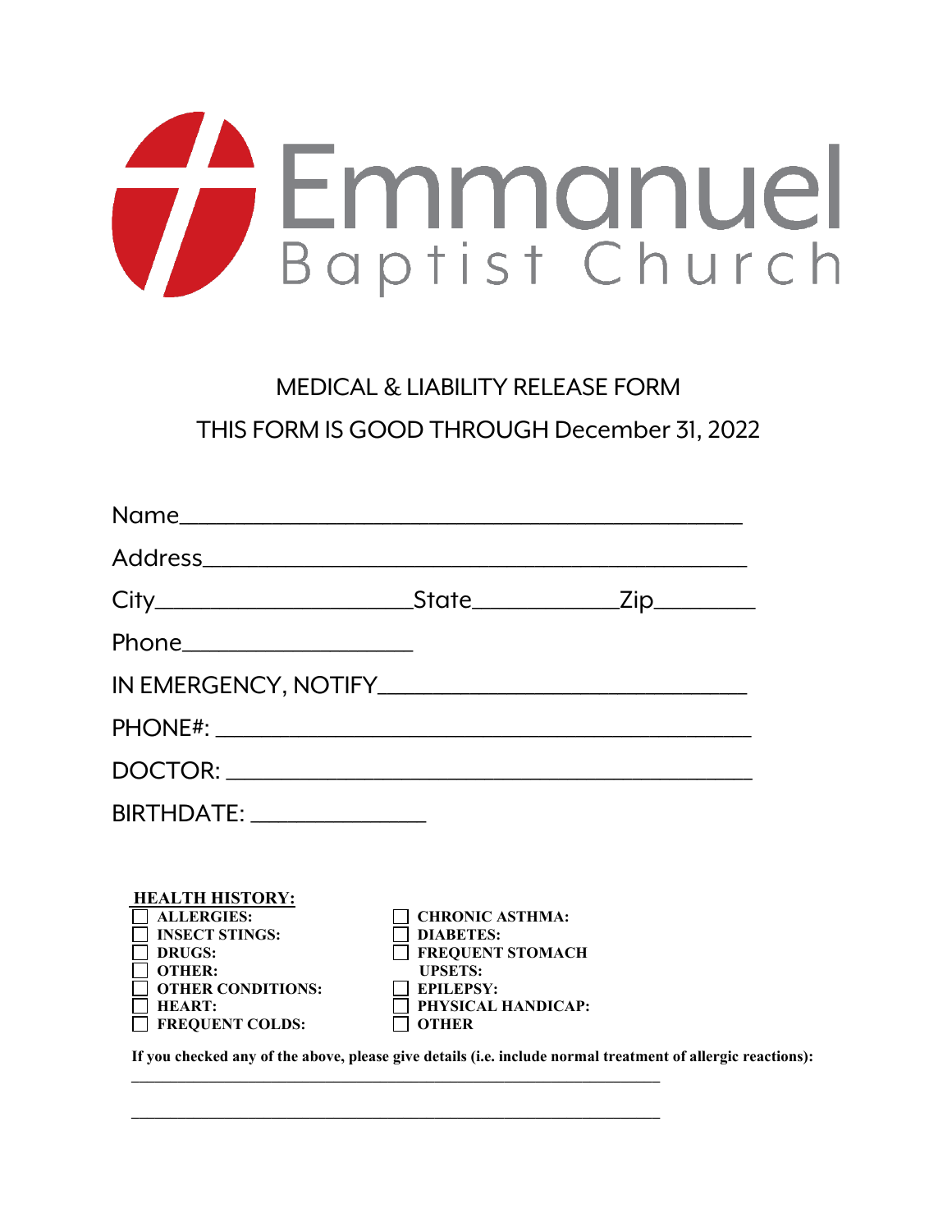# Emmanuel Baptist Church

## MEDICAL & LIABILITY RELEASE FORM

## THIS FORM IS GOOD THROUGH December 31, 2022

Name_____________________________________________

Address___________________________________________

City____________________State___________Zip________

Phone___________________

IN EMERGENCY, NOTIFY______________________________

PHONE#: ___________________________________________

DOCTOR: ___________________________________________

BIRTHDATE: _____________

**HEALTH HISTORY:**

- ☐ **ALLERGIES:**
- ☐ **INSECT STINGS:**
- ☐ **DRUGS:**
- ☐ **OTHER:**
- ☐ **OTHER CONDITIONS:**
- ☐ **HEART:**
- ☐ **FREQUENT COLDS:**
- ☐ **CHRONIC ASTHMA:**
- ☐ **DIABETES:**
- ☐ **FREQUENT STOMACH UPSETS:**
- ☐ **EPILEPSY:**
- ☐ **PHYSICAL HANDICAP:**
- ☐ **OTHER**

**If you checked any of the above, please give details (i.e. include normal treatment of allergic reactions):**

_______________________________________________________________

_______________________________________________________________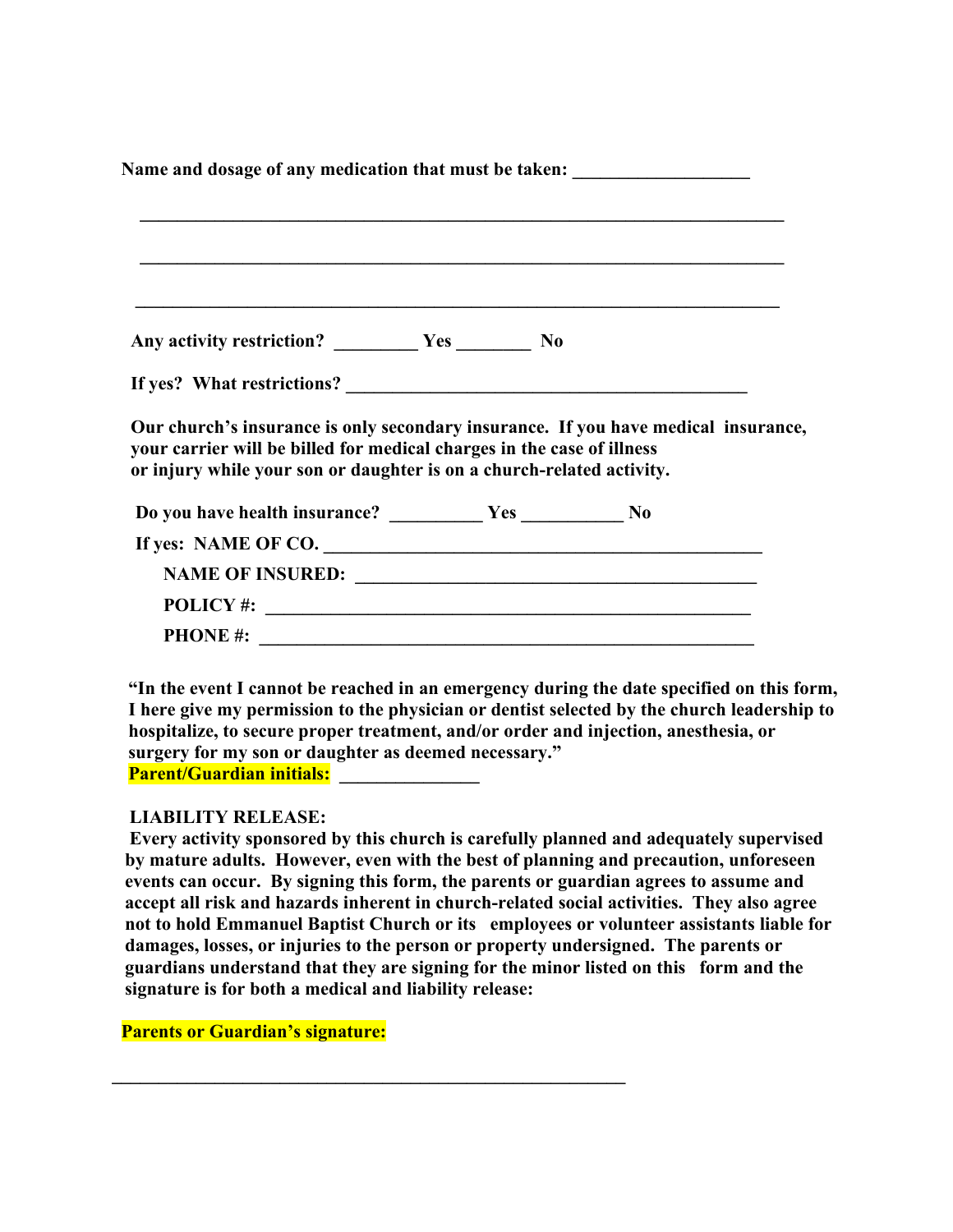**Name and dosage of any medication that must be taken: __________________**

**_______________________________________________________________________**

**_______________________________________________________________________**

**_______________________________________________________________________**

**Any activity restriction? _________ Yes ________ No**

**If yes? What restrictions? ____________________________________________**

**Our church's insurance is only secondary insurance. If you have medical insurance, your carrier will be billed for medical charges in the case of illness or injury while your son or daughter is on a church-related activity.**

**Do you have health insurance? __________ Yes ___________ No**

**If yes: NAME OF CO. ________________________________________________**

**NAME OF INSURED: ____________________________________________**

**POLICY #: ______________________________________________________**

**PHONE #: ______________________________________________________**

**"In the event I cannot be reached in an emergency during the date specified on this form, I here give my permission to the physician or dentist selected by the church leadership to hospitalize, to secure proper treatment, and/or order and injection, anesthesia, or surgery for my son or daughter as deemed necessary."**

**Parent/Guardian initials:** _______________

**LIABILITY RELEASE:**

**Every activity sponsored by this church is carefully planned and adequately supervised by mature adults. However, even with the best of planning and precaution, unforeseen events can occur. By signing this form, the parents or guardian agrees to assume and accept all risk and hazards inherent in church-related social activities. They also agree not to hold Emmanuel Baptist Church or its employees or volunteer assistants liable for damages, losses, or injuries to the person or property undersigned. The parents or guardians understand that they are signing for the minor listed on this form and the signature is for both a medical and liability release:**

**Parents or Guardian's signature:**

________________________________________________________